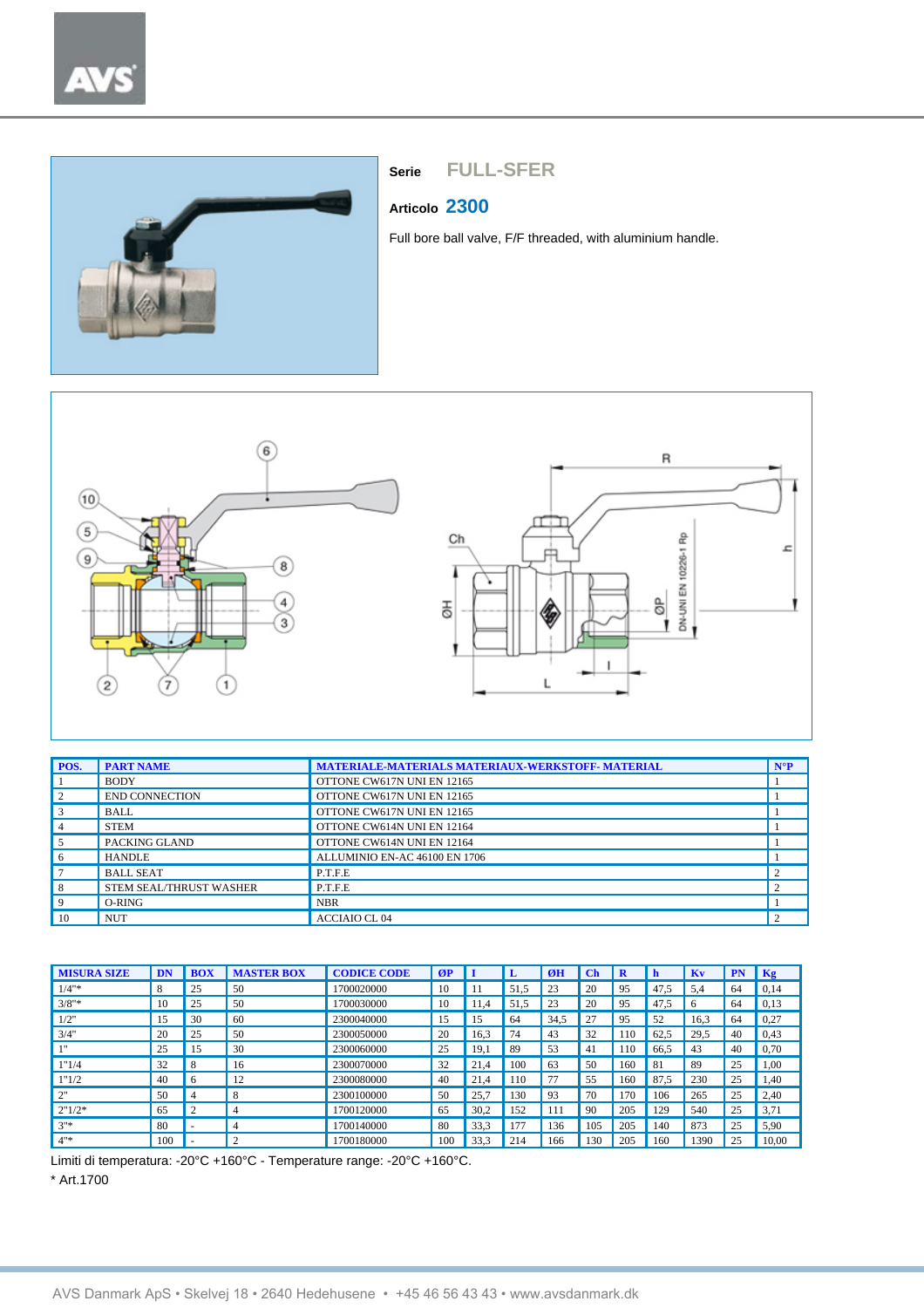**Serie** FULL-SFER

**Articolo** 2300

Full bore ball valve, F/F threaded, with aluminium handle.

| POS. | PART NAME | MATERIALE-MATERIALS MATERIAUX-WERKSTOFF- MATERIAL | N°P |
|---|---|---|---|
| 1 | BODY | OTTONE CW617N UNI EN 12165 | 1 |
| 2 | END CONNECTION | OTTONE CW617N UNI EN 12165 | 1 |
| 3 | BALL | OTTONE CW617N UNI EN 12165 | 1 |
| 4 | STEM | OTTONE CW614N UNI EN 12164 | 1 |
| 5 | PACKING GLAND | OTTONE CW614N UNI EN 12164 | 1 |
| 6 | HANDLE | ALLUMINIO EN-AC 46100 EN 1706 | 1 |
| 7 | BALL SEAT | P.T.F.E | 2 |
| 8 | STEM SEAL/THRUST WASHER | P.T.F.E | 2 |
| 9 | O-RING | NBR | 1 |
| 10 | NUT | ACCIAIO CL 04 | 2 |

| MISURA SIZE | DN | BOX | MASTER BOX | CODICE CODE | ØP | I | L | ØH | Ch | R | h | Kv | PN | Kg |
|---|---|---|---|---|---|---|---|---|---|---|---|---|---|---|
| 1/4"* | 8 | 25 | 50 | 1700020000 | 10 | 11 | 51,5 | 23 | 20 | 95 | 47,5 | 5,4 | 64 | 0,14 |
| 3/8"* | 10 | 25 | 50 | 1700030000 | 10 | 11,4 | 51,5 | 23 | 20 | 95 | 47,5 | 6 | 64 | 0,13 |
| 1/2" | 15 | 30 | 60 | 2300040000 | 15 | 15 | 64 | 34,5 | 27 | 95 | 52 | 16,3 | 64 | 0,27 |
| 3/4" | 20 | 25 | 50 | 2300050000 | 20 | 16,3 | 74 | 43 | 32 | 110 | 62,5 | 29,5 | 40 | 0,43 |
| 1" | 25 | 15 | 30 | 2300060000 | 25 | 19,1 | 89 | 53 | 41 | 110 | 66,5 | 43 | 40 | 0,70 |
| 1"1/4 | 32 | 8 | 16 | 2300070000 | 32 | 21,4 | 100 | 63 | 50 | 160 | 81 | 89 | 25 | 1,00 |
| 1"1/2 | 40 | 6 | 12 | 2300080000 | 40 | 21,4 | 110 | 77 | 55 | 160 | 87,5 | 230 | 25 | 1,40 |
| 2" | 50 | 4 | 8 | 2300100000 | 50 | 25,7 | 130 | 93 | 70 | 170 | 106 | 265 | 25 | 2,40 |
| 2"1/2* | 65 | 2 | 4 | 1700120000 | 65 | 30,2 | 152 | 111 | 90 | 205 | 129 | 540 | 25 | 3,71 |
| 3"* | 80 | - | 4 | 1700140000 | 80 | 33,3 | 177 | 136 | 105 | 205 | 140 | 873 | 25 | 5,90 |
| 4"* | 100 | - | 2 | 1700180000 | 100 | 33,3 | 214 | 166 | 130 | 205 | 160 | 1390 | 25 | 10,00 |

Limiti di temperatura: -20°C +160°C - Temperature range: -20°C +160°C.

* Art.1700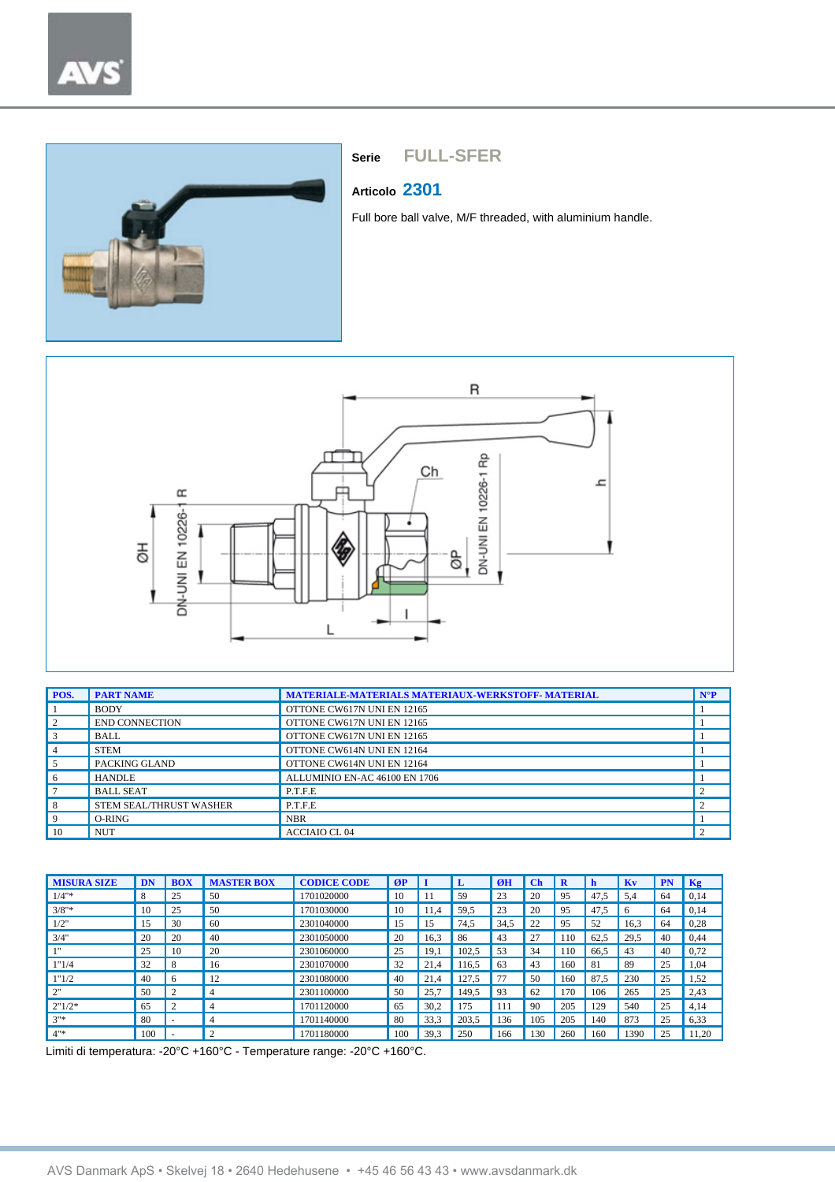**Serie** FULL-SFER

**Articolo** **2301**

Full bore ball valve, M/F threaded, with aluminium handle.

| POS. | PART NAME | MATERIALE-MATERIALS MATERIAUX-WERKSTOFF- MATERIAL | N°P |
|---|---|---|---|
| 1 | BODY | OTTONE CW617N UNI EN 12165 | 1 |
| 2 | END CONNECTION | OTTONE CW617N UNI EN 12165 | 1 |
| 3 | BALL | OTTONE CW617N UNI EN 12165 | 1 |
| 4 | STEM | OTTONE CW614N UNI EN 12164 | 1 |
| 5 | PACKING GLAND | OTTONE CW614N UNI EN 12164 | 1 |
| 6 | HANDLE | ALLUMINIO EN-AC 46100 EN 1706 | 1 |
| 7 | BALL SEAT | P.T.F.E | 2 |
| 8 | STEM SEAL/THRUST WASHER | P.T.F.E | 2 |
| 9 | O-RING | NBR | 1 |
| 10 | NUT | ACCIAIO CL 04 | 2 |

| MISURA SIZE | DN | BOX | MASTER BOX | CODICE CODE | ØP | I | L | ØH | Ch | R | h | Kv | PN | Kg |
|---|---|---|---|---|---|---|---|---|---|---|---|---|---|---|
| 1/4"* | 8 | 25 | 50 | 1701020000 | 10 | 11 | 59 | 23 | 20 | 95 | 47,5 | 5,4 | 64 | 0,14 |
| 3/8"* | 10 | 25 | 50 | 1701030000 | 10 | 11,4 | 59,5 | 23 | 20 | 95 | 47,5 | 6 | 64 | 0,14 |
| 1/2" | 15 | 30 | 60 | 2301040000 | 15 | 15 | 74,5 | 34,5 | 22 | 95 | 52 | 16,3 | 64 | 0,28 |
| 3/4" | 20 | 20 | 40 | 2301050000 | 20 | 16,3 | 86 | 43 | 27 | 110 | 62,5 | 29,5 | 40 | 0,44 |
| 1" | 25 | 10 | 20 | 2301060000 | 25 | 19,1 | 102,5 | 53 | 34 | 110 | 66,5 | 43 | 40 | 0,72 |
| 1"1/4 | 32 | 8 | 16 | 2301070000 | 32 | 21,4 | 116,5 | 63 | 43 | 160 | 81 | 89 | 25 | 1,04 |
| 1"1/2 | 40 | 6 | 12 | 2301080000 | 40 | 21,4 | 127,5 | 77 | 50 | 160 | 87,5 | 230 | 25 | 1,52 |
| 2" | 50 | 2 | 4 | 2301100000 | 50 | 25,7 | 149,5 | 93 | 62 | 170 | 106 | 265 | 25 | 2,43 |
| 2"1/2* | 65 | 2 | 4 | 1701120000 | 65 | 30,2 | 175 | 111 | 90 | 205 | 129 | 540 | 25 | 4,14 |
| 3"* | 80 | - | 4 | 1701140000 | 80 | 33,3 | 203,5 | 136 | 105 | 205 | 140 | 873 | 25 | 6,33 |
| 4"* | 100 | - | 2 | 1701180000 | 100 | 39,3 | 250 | 166 | 130 | 260 | 160 | 1390 | 25 | 11,20 |

Limiti di temperatura: -20°C +160°C - Temperature range: -20°C +160°C.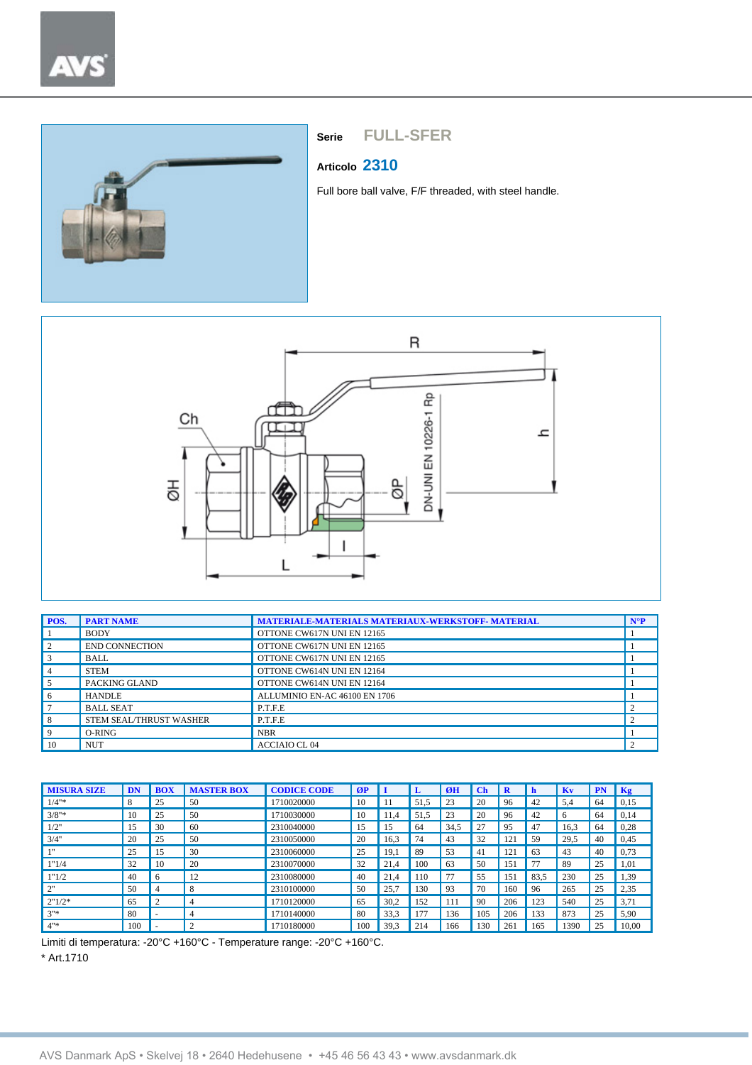**Serie** FULL-SFER

**Articolo** **2310**

Full bore ball valve, F/F threaded, with steel handle.

| POS. | PART NAME | MATERIALE-MATERIALS MATERIAUX-WERKSTOFF- MATERIAL | N°P |
|---|---|---|---|
| 1 | BODY | OTTONE CW617N UNI EN 12165 | 1 |
| 2 | END CONNECTION | OTTONE CW617N UNI EN 12165 | 1 |
| 3 | BALL | OTTONE CW617N UNI EN 12165 | 1 |
| 4 | STEM | OTTONE CW614N UNI EN 12164 | 1 |
| 5 | PACKING GLAND | OTTONE CW614N UNI EN 12164 | 1 |
| 6 | HANDLE | ALLUMINIO EN-AC 46100 EN 1706 | 1 |
| 7 | BALL SEAT | P.T.F.E | 2 |
| 8 | STEM SEAL/THRUST WASHER | P.T.F.E | 2 |
| 9 | O-RING | NBR | 1 |
| 10 | NUT | ACCIAIO CL 04 | 2 |

| MISURA SIZE | DN | BOX | MASTER BOX | CODICE CODE | ØP | I | L | ØH | Ch | R | h | Kv | PN | Kg |
|---|---|---|---|---|---|---|---|---|---|---|---|---|---|---|
| 1/4"* | 8 | 25 | 50 | 1710020000 | 10 | 11 | 51,5 | 23 | 20 | 96 | 42 | 5,4 | 64 | 0,15 |
| 3/8"* | 10 | 25 | 50 | 1710030000 | 10 | 11,4 | 51,5 | 23 | 20 | 96 | 42 | 6 | 64 | 0,14 |
| 1/2" | 15 | 30 | 60 | 2310040000 | 15 | 15 | 64 | 34,5 | 27 | 95 | 47 | 16,3 | 64 | 0,28 |
| 3/4" | 20 | 25 | 50 | 2310050000 | 20 | 16,3 | 74 | 43 | 32 | 121 | 59 | 29,5 | 40 | 0,45 |
| 1" | 25 | 15 | 30 | 2310060000 | 25 | 19,1 | 89 | 53 | 41 | 121 | 63 | 43 | 40 | 0,73 |
| 1"1/4 | 32 | 10 | 20 | 2310070000 | 32 | 21,4 | 100 | 63 | 50 | 151 | 77 | 89 | 25 | 1,01 |
| 1"1/2 | 40 | 6 | 12 | 2310080000 | 40 | 21,4 | 110 | 77 | 55 | 151 | 83,5 | 230 | 25 | 1,39 |
| 2" | 50 | 4 | 8 | 2310100000 | 50 | 25,7 | 130 | 93 | 70 | 160 | 96 | 265 | 25 | 2,35 |
| 2"1/2* | 65 | 2 | 4 | 1710120000 | 65 | 30,2 | 152 | 111 | 90 | 206 | 123 | 540 | 25 | 3,71 |
| 3"* | 80 | - | 4 | 1710140000 | 80 | 33,3 | 177 | 136 | 105 | 206 | 133 | 873 | 25 | 5,90 |
| 4"* | 100 | - | 2 | 1710180000 | 100 | 39,3 | 214 | 166 | 130 | 261 | 165 | 1390 | 25 | 10,00 |

Limiti di temperatura: -20°C +160°C - Temperature range: -20°C +160°C.

* Art.1710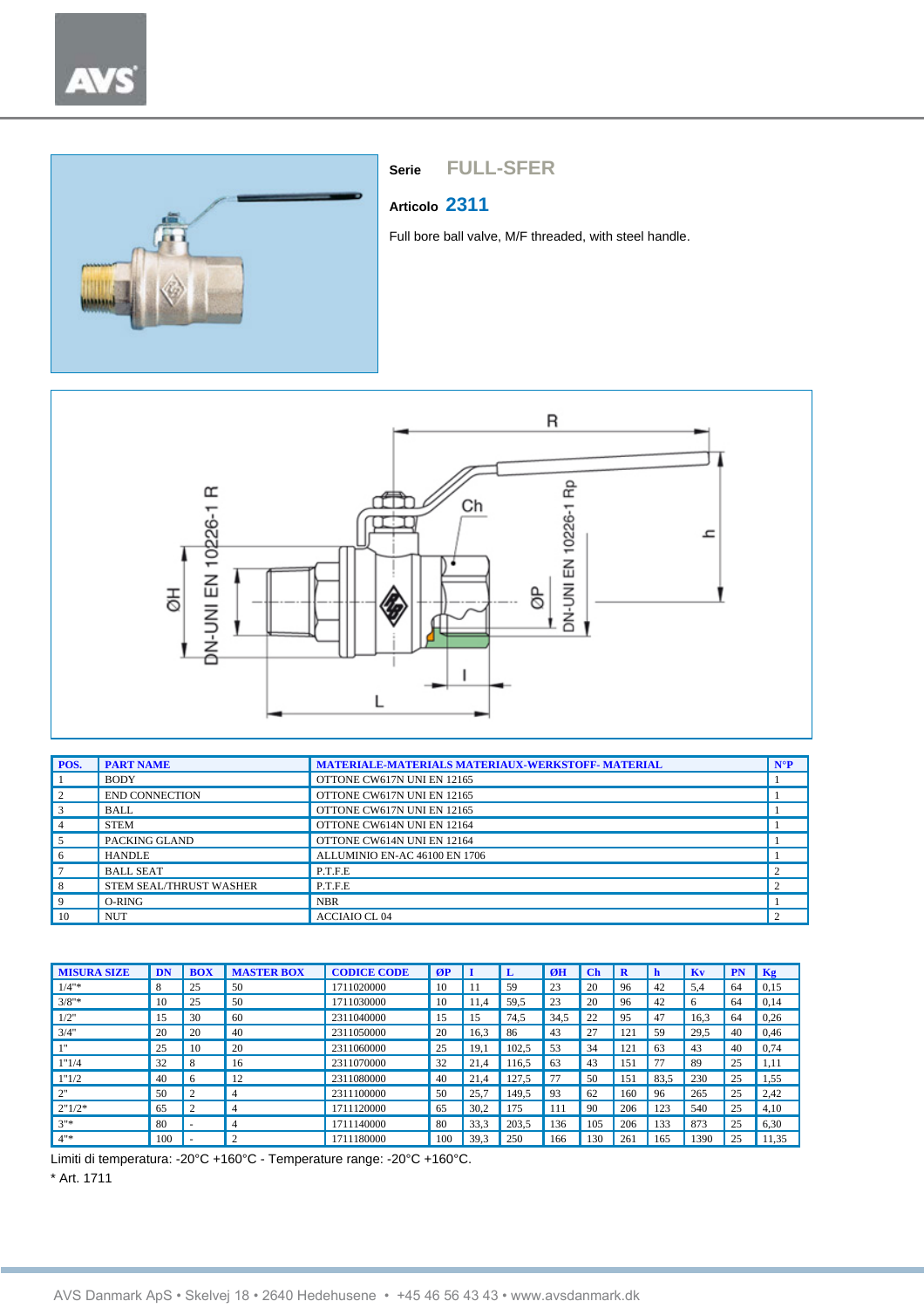**Serie** FULL-SFER

**Articolo** 2311

Full bore ball valve, M/F threaded, with steel handle.

| POS. | PART NAME | MATERIALE-MATERIALS MATERIAUX-WERKSTOFF- MATERIAL | N°P |
|---|---|---|---|
| 1 | BODY | OTTONE CW617N UNI EN 12165 | 1 |
| 2 | END CONNECTION | OTTONE CW617N UNI EN 12165 | 1 |
| 3 | BALL | OTTONE CW617N UNI EN 12165 | 1 |
| 4 | STEM | OTTONE CW614N UNI EN 12164 | 1 |
| 5 | PACKING GLAND | OTTONE CW614N UNI EN 12164 | 1 |
| 6 | HANDLE | ALLUMINIO EN-AC 46100 EN 1706 | 1 |
| 7 | BALL SEAT | P.T.F.E | 2 |
| 8 | STEM SEAL/THRUST WASHER | P.T.F.E | 2 |
| 9 | O-RING | NBR | 1 |
| 10 | NUT | ACCIAIO CL 04 | 2 |

| MISURA SIZE | DN | BOX | MASTER BOX | CODICE CODE | ØP | I | L | ØH | Ch | R | h | Kv | PN | Kg |
|---|---|---|---|---|---|---|---|---|---|---|---|---|---|---|
| 1/4"* | 8 | 25 | 50 | 1711020000 | 10 | 11 | 59 | 23 | 20 | 96 | 42 | 5,4 | 64 | 0,15 |
| 3/8"* | 10 | 25 | 50 | 1711030000 | 10 | 11,4 | 59,5 | 23 | 20 | 96 | 42 | 6 | 64 | 0,14 |
| 1/2" | 15 | 30 | 60 | 2311040000 | 15 | 15 | 74,5 | 34,5 | 22 | 95 | 47 | 16,3 | 64 | 0,26 |
| 3/4" | 20 | 20 | 40 | 2311050000 | 20 | 16,3 | 86 | 43 | 27 | 121 | 59 | 29,5 | 40 | 0,46 |
| 1" | 25 | 10 | 20 | 2311060000 | 25 | 19,1 | 102,5 | 53 | 34 | 121 | 63 | 43 | 40 | 0,74 |
| 1"1/4 | 32 | 8 | 16 | 2311070000 | 32 | 21,4 | 116,5 | 63 | 43 | 151 | 77 | 89 | 25 | 1,11 |
| 1"1/2 | 40 | 6 | 12 | 2311080000 | 40 | 21,4 | 127,5 | 77 | 50 | 151 | 83,5 | 230 | 25 | 1,55 |
| 2" | 50 | 2 | 4 | 2311100000 | 50 | 25,7 | 149,5 | 93 | 62 | 160 | 96 | 265 | 25 | 2,42 |
| 2"1/2* | 65 | 2 | 4 | 1711120000 | 65 | 30,2 | 175 | 111 | 90 | 206 | 123 | 540 | 25 | 4,10 |
| 3"* | 80 | - | 4 | 1711140000 | 80 | 33,3 | 203,5 | 136 | 105 | 206 | 133 | 873 | 25 | 6,30 |
| 4"* | 100 | - | 2 | 1711180000 | 100 | 39,3 | 250 | 166 | 130 | 261 | 165 | 1390 | 25 | 11,35 |

Limiti di temperatura: -20°C +160°C - Temperature range: -20°C +160°C.

* Art. 1711

AVS Danmark ApS • Skelvej 18 • 2640 Hedehusene • +45 46 56 43 43 • www.avsdanmark.dk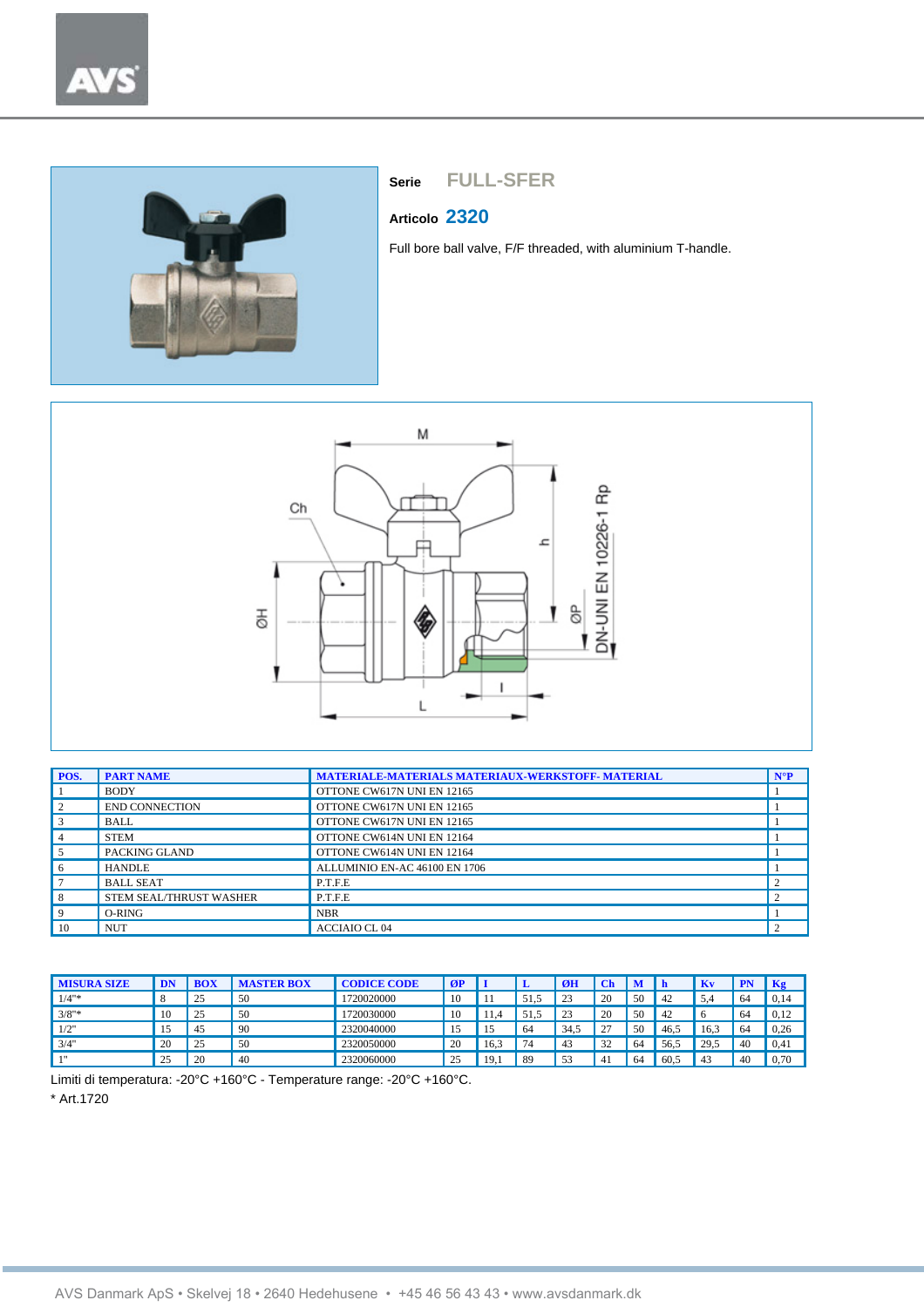**Serie** FULL-SFER

**Articolo** 2320

Full bore ball valve, F/F threaded, with aluminium T-handle.

| POS. | PART NAME | MATERIALE-MATERIALS MATERIAUX-WERKSTOFF- MATERIAL | N°P |
|---|---|---|---|
| 1 | BODY | OTTONE CW617N UNI EN 12165 | 1 |
| 2 | END CONNECTION | OTTONE CW617N UNI EN 12165 | 1 |
| 3 | BALL | OTTONE CW617N UNI EN 12165 | 1 |
| 4 | STEM | OTTONE CW614N UNI EN 12164 | 1 |
| 5 | PACKING GLAND | OTTONE CW614N UNI EN 12164 | 1 |
| 6 | HANDLE | ALLUMINIO EN-AC 46100 EN 1706 | 1 |
| 7 | BALL SEAT | P.T.F.E | 2 |
| 8 | STEM SEAL/THRUST WASHER | P.T.F.E | 2 |
| 9 | O-RING | NBR | 1 |
| 10 | NUT | ACCIAIO CL 04 | 2 |

| MISURA SIZE | DN | BOX | MASTER BOX | CODICE CODE | ØP | I | L | ØH | Ch | M | h | Kv | PN | Kg |
|---|---|---|---|---|---|---|---|---|---|---|---|---|---|---|
| 1/4"* | 8 | 25 | 50 | 1720020000 | 10 | 11 | 51,5 | 23 | 20 | 50 | 42 | 5,4 | 64 | 0,14 |
| 3/8"* | 10 | 25 | 50 | 1720030000 | 10 | 11,4 | 51,5 | 23 | 20 | 50 | 42 | 6 | 64 | 0,12 |
| 1/2" | 15 | 45 | 90 | 2320040000 | 15 | 15 | 64 | 34,5 | 27 | 50 | 46,5 | 16,3 | 64 | 0,26 |
| 3/4" | 20 | 25 | 50 | 2320050000 | 20 | 16,3 | 74 | 43 | 32 | 64 | 56,5 | 29,5 | 40 | 0,41 |
| 1" | 25 | 20 | 40 | 2320060000 | 25 | 19,1 | 89 | 53 | 41 | 64 | 60,5 | 43 | 40 | 0,70 |

Limiti di temperatura: -20°C +160°C - Temperature range: -20°C +160°C.

* Art.1720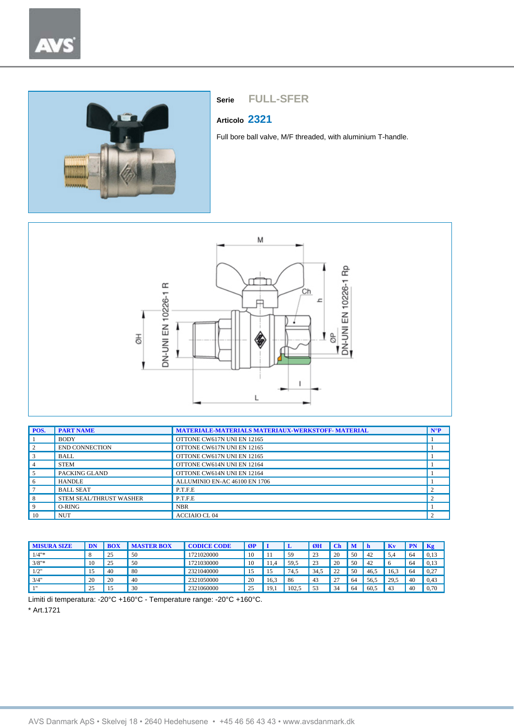**Serie** FULL-SFER

**Articolo** 2321

Full bore ball valve, M/F threaded, with aluminium T-handle.

| POS. | PART NAME | MATERIALE-MATERIALS MATERIAUX-WERKSTOFF- MATERIAL | N°P |
|---|---|---|---|
| 1 | BODY | OTTONE CW617N UNI EN 12165 | 1 |
| 2 | END CONNECTION | OTTONE CW617N UNI EN 12165 | 1 |
| 3 | BALL | OTTONE CW617N UNI EN 12165 | 1 |
| 4 | STEM | OTTONE CW614N UNI EN 12164 | 1 |
| 5 | PACKING GLAND | OTTONE CW614N UNI EN 12164 | 1 |
| 6 | HANDLE | ALLUMINIO EN-AC 46100 EN 1706 | 1 |
| 7 | BALL SEAT | P.T.F.E | 2 |
| 8 | STEM SEAL/THRUST WASHER | P.T.F.E | 2 |
| 9 | O-RING | NBR | 1 |
| 10 | NUT | ACCIAIO CL 04 | 2 |

| MISURA SIZE | DN | BOX | MASTER BOX | CODICE CODE | ØP | I | L | ØH | Ch | M | h | Kv | PN | Kg |
|---|---|---|---|---|---|---|---|---|---|---|---|---|---|---|
| 1/4"* | 8 | 25 | 50 | 1721020000 | 10 | 11 | 59 | 23 | 20 | 50 | 42 | 5,4 | 64 | 0,13 |
| 3/8"* | 10 | 25 | 50 | 1721030000 | 10 | 11,4 | 59,5 | 23 | 20 | 50 | 42 | 6 | 64 | 0,13 |
| 1/2" | 15 | 40 | 80 | 2321040000 | 15 | 15 | 74,5 | 34,5 | 22 | 50 | 46,5 | 16,3 | 64 | 0,27 |
| 3/4" | 20 | 20 | 40 | 2321050000 | 20 | 16,3 | 86 | 43 | 27 | 64 | 56,5 | 29,5 | 40 | 0,43 |
| 1" | 25 | 15 | 30 | 2321060000 | 25 | 19,1 | 102,5 | 53 | 34 | 64 | 60,5 | 43 | 40 | 0,70 |

Limiti di temperatura: -20°C +160°C - Temperature range: -20°C +160°C.

* Art.1721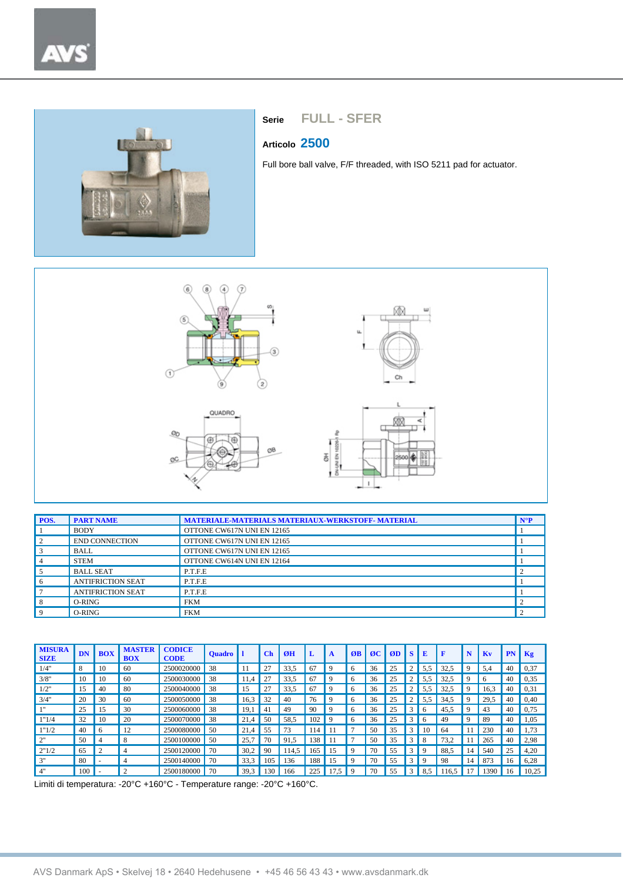**Serie** FULL - SFER

**Articolo** 2500

Full bore ball valve, F/F threaded, with ISO 5211 pad for actuator.

| POS. | PART NAME | MATERIALE-MATERIALS MATERIAUX-WERKSTOFF- MATERIAL | N°P |
|---|---|---|---|
| 1 | BODY | OTTONE CW617N UNI EN 12165 | 1 |
| 2 | END CONNECTION | OTTONE CW617N UNI EN 12165 | 1 |
| 3 | BALL | OTTONE CW617N UNI EN 12165 | 1 |
| 4 | STEM | OTTONE CW614N UNI EN 12164 | 1 |
| 5 | BALL SEAT | P.T.F.E | 2 |
| 6 | ANTIFRICTION SEAT | P.T.F.E | 1 |
| 7 | ANTIFRICTION SEAT | P.T.F.E | 1 |
| 8 | O-RING | FKM | 2 |
| 9 | O-RING | FKM | 2 |

| MISURA SIZE | DN | BOX | MASTER BOX | CODICE CODE | Quadro | l | Ch | ØH | L | A | ØB | ØC | ØD | S | E | F | N | Kv | PN | Kg |
|---|---|---|---|---|---|---|---|---|---|---|---|---|---|---|---|---|---|---|---|---|
| 1/4" | 8 | 10 | 60 | 2500020000 | 38 | 11 | 27 | 33,5 | 67 | 9 | 6 | 36 | 25 | 2 | 5,5 | 32,5 | 9 | 5,4 | 40 | 0,37 |
| 3/8" | 10 | 10 | 60 | 2500030000 | 38 | 11,4 | 27 | 33,5 | 67 | 9 | 6 | 36 | 25 | 2 | 5,5 | 32,5 | 9 | 6 | 40 | 0,35 |
| 1/2" | 15 | 40 | 80 | 2500040000 | 38 | 15 | 27 | 33,5 | 67 | 9 | 6 | 36 | 25 | 2 | 5,5 | 32,5 | 9 | 16,3 | 40 | 0,31 |
| 3/4" | 20 | 30 | 60 | 2500050000 | 38 | 16,3 | 32 | 40 | 76 | 9 | 6 | 36 | 25 | 2 | 5,5 | 34,5 | 9 | 29,5 | 40 | 0,40 |
| 1" | 25 | 15 | 30 | 2500060000 | 38 | 19,1 | 41 | 49 | 90 | 9 | 6 | 36 | 25 | 3 | 6 | 45,5 | 9 | 43 | 40 | 0,75 |
| 1"1/4 | 32 | 10 | 20 | 2500070000 | 38 | 21,4 | 50 | 58,5 | 102 | 9 | 6 | 36 | 25 | 3 | 6 | 49 | 9 | 89 | 40 | 1,05 |
| 1"1/2 | 40 | 6 | 12 | 2500080000 | 50 | 21,4 | 55 | 73 | 114 | 11 | 7 | 50 | 35 | 3 | 10 | 64 | 11 | 230 | 40 | 1,73 |
| 2" | 50 | 4 | 8 | 2500100000 | 50 | 25,7 | 70 | 91,5 | 138 | 11 | 7 | 50 | 35 | 3 | 8 | 73,2 | 11 | 265 | 40 | 2,98 |
| 2"1/2 | 65 | 2 | 4 | 2500120000 | 70 | 30,2 | 90 | 114,5 | 165 | 15 | 9 | 70 | 55 | 3 | 9 | 88,5 | 14 | 540 | 25 | 4,20 |
| 3" | 80 | - | 4 | 2500140000 | 70 | 33,3 | 105 | 136 | 188 | 15 | 9 | 70 | 55 | 3 | 9 | 98 | 14 | 873 | 16 | 6,28 |
| 4" | 100 | - | 2 | 2500180000 | 70 | 39,3 | 130 | 166 | 225 | 17,5 | 9 | 70 | 55 | 3 | 8,5 | 116,5 | 17 | 1390 | 16 | 10,25 |

Limiti di temperatura: -20°C +160°C - Temperature range: -20°C +160°C.

AVS Danmark ApS • Skelvej 18 • 2640 Hedehusene • +45 46 56 43 43 • www.avsdanmark.dk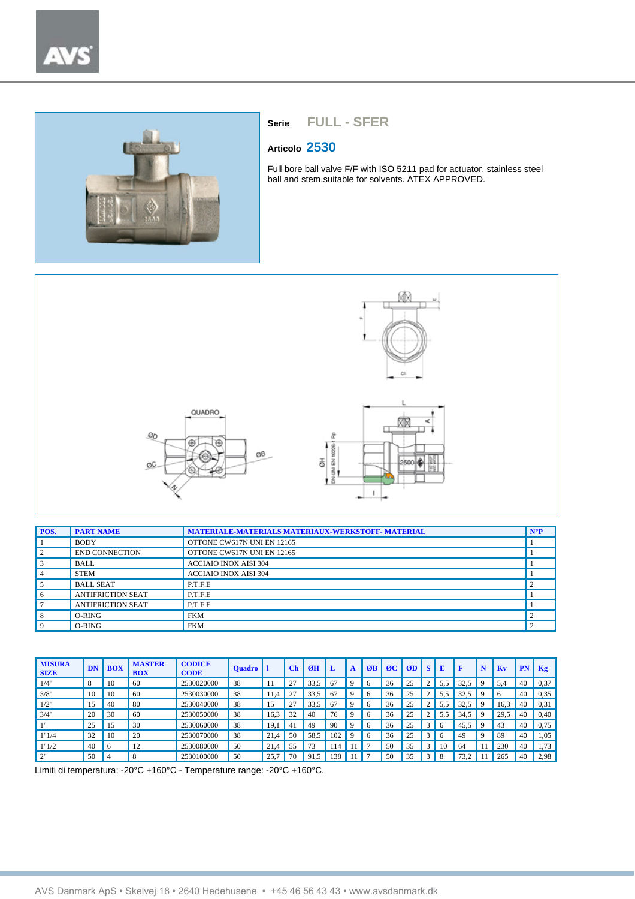Serie **FULL - SFER**

Articolo **2530**

Full bore ball valve F/F with ISO 5211 pad for actuator, stainless steel ball and stem,suitable for solvents. ATEX APPROVED.

| POS. | PART NAME | MATERIALE-MATERIALS MATERIAUX-WERKSTOFF- MATERIAL | N°P |
|---|---|---|---|
| 1 | BODY | OTTONE CW617N UNI EN 12165 | 1 |
| 2 | END CONNECTION | OTTONE CW617N UNI EN 12165 | 1 |
| 3 | BALL | ACCIAIO INOX AISI 304 | 1 |
| 4 | STEM | ACCIAIO INOX AISI 304 | 1 |
| 5 | BALL SEAT | P.T.F.E | 2 |
| 6 | ANTIFRICTION SEAT | P.T.F.E | 1 |
| 7 | ANTIFRICTION SEAT | P.T.F.E | 1 |
| 8 | O-RING | FKM | 2 |
| 9 | O-RING | FKM | 2 |

| MISURA SIZE | DN | BOX | MASTER BOX | CODICE CODE | Quadro | l | Ch | ØH | L | A | ØB | ØC | ØD | S | E | F | N | Kv | PN | Kg |
|---|---|---|---|---|---|---|---|---|---|---|---|---|---|---|---|---|---|---|---|---|
| 1/4" | 8 | 10 | 60 | 2530020000 | 38 | 11 | 27 | 33,5 | 67 | 9 | 6 | 36 | 25 | 2 | 5,5 | 32,5 | 9 | 5,4 | 40 | 0,37 |
| 3/8" | 10 | 10 | 60 | 2530030000 | 38 | 11,4 | 27 | 33,5 | 67 | 9 | 6 | 36 | 25 | 2 | 5,5 | 32,5 | 9 | 6 | 40 | 0,35 |
| 1/2" | 15 | 40 | 80 | 2530040000 | 38 | 15 | 27 | 33,5 | 67 | 9 | 6 | 36 | 25 | 2 | 5,5 | 32,5 | 9 | 16,3 | 40 | 0,31 |
| 3/4" | 20 | 30 | 60 | 2530050000 | 38 | 16,3 | 32 | 40 | 76 | 9 | 6 | 36 | 25 | 2 | 5,5 | 34,5 | 9 | 29,5 | 40 | 0,40 |
| 1" | 25 | 15 | 30 | 2530060000 | 38 | 19,1 | 41 | 49 | 90 | 9 | 6 | 36 | 25 | 3 | 6 | 45,5 | 9 | 43 | 40 | 0,75 |
| 1"1/4 | 32 | 10 | 20 | 2530070000 | 38 | 21,4 | 50 | 58,5 | 102 | 9 | 6 | 36 | 25 | 3 | 6 | 49 | 9 | 89 | 40 | 1,05 |
| 1"1/2 | 40 | 6 | 12 | 2530080000 | 50 | 21,4 | 55 | 73 | 114 | 11 | 7 | 50 | 35 | 3 | 10 | 64 | 11 | 230 | 40 | 1,73 |
| 2" | 50 | 4 | 8 | 2530100000 | 50 | 25,7 | 70 | 91,5 | 138 | 11 | 7 | 50 | 35 | 3 | 8 | 73,2 | 11 | 265 | 40 | 2,98 |

Limiti di temperatura: -20°C +160°C - Temperature range: -20°C +160°C.